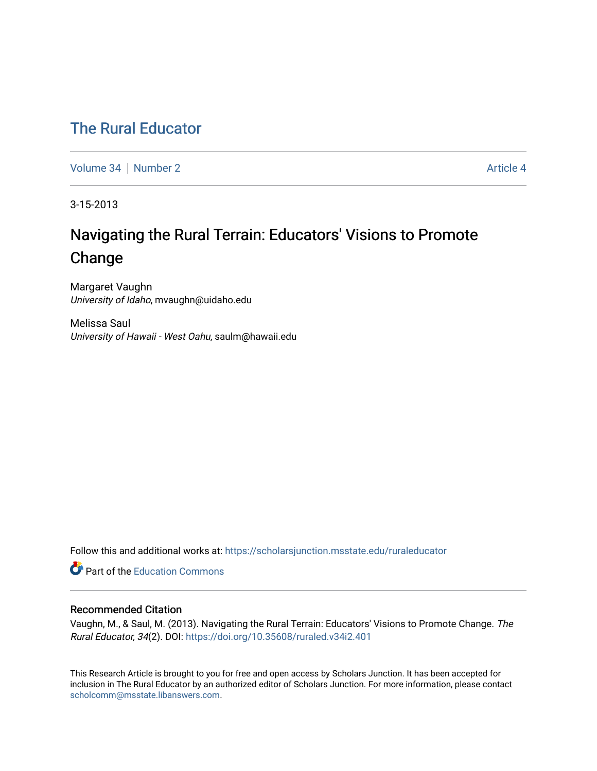# The Rural Educator

Volume 34 | Number 2 | Article 4

3-15-2013

## Navigating the Rural Terrain: Educators' Visions to Promote Change

Margaret Vaughn
*University of Idaho*, mvaughn@uidaho.edu

Melissa Saul
*University of Hawaii - West Oahu*, saulm@hawaii.edu

Follow this and additional works at: https://scholarsjunction.msstate.edu/ruraleducator

Part of the Education Commons

### Recommended Citation

Vaughn, M., & Saul, M. (2013). Navigating the Rural Terrain: Educators' Visions to Promote Change. *The Rural Educator, 34*(2). DOI: https://doi.org/10.35608/ruraled.v34i2.401

This Research Article is brought to you for free and open access by Scholars Junction. It has been accepted for inclusion in The Rural Educator by an authorized editor of Scholars Junction. For more information, please contact scholcomm@msstate.libanswers.com.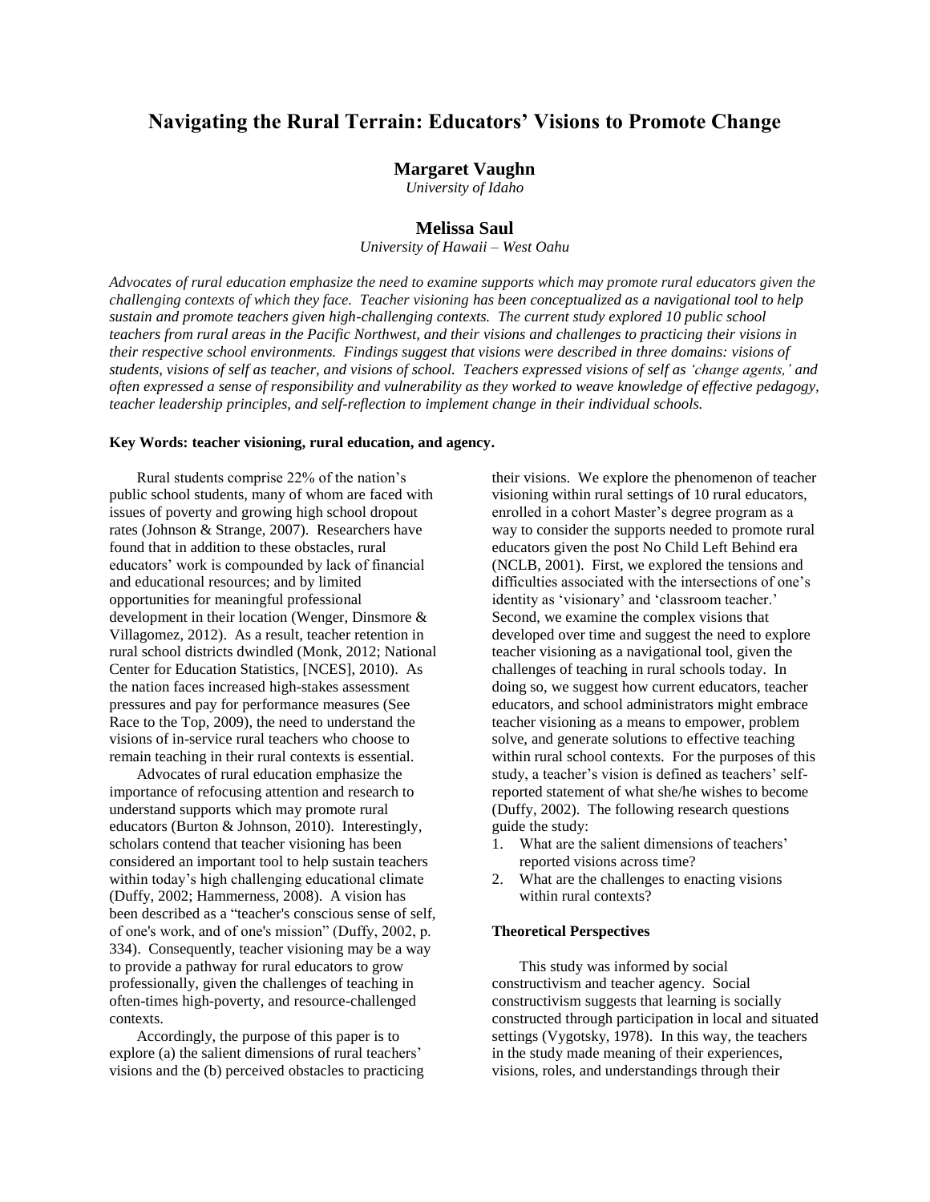# Navigating the Rural Terrain: Educators' Visions to Promote Change

**Margaret Vaughn**
*University of Idaho*

**Melissa Saul**
*University of Hawaii – West Oahu*

*Advocates of rural education emphasize the need to examine supports which may promote rural educators given the challenging contexts of which they face. Teacher visioning has been conceptualized as a navigational tool to help sustain and promote teachers given high-challenging contexts. The current study explored 10 public school teachers from rural areas in the Pacific Northwest, and their visions and challenges to practicing their visions in their respective school environments. Findings suggest that visions were described in three domains: visions of students, visions of self as teacher, and visions of school. Teachers expressed visions of self as 'change agents,' and often expressed a sense of responsibility and vulnerability as they worked to weave knowledge of effective pedagogy, teacher leadership principles, and self-reflection to implement change in their individual schools.*

**Key Words: teacher visioning, rural education, and agency.**

Rural students comprise 22% of the nation's public school students, many of whom are faced with issues of poverty and growing high school dropout rates (Johnson & Strange, 2007). Researchers have found that in addition to these obstacles, rural educators' work is compounded by lack of financial and educational resources; and by limited opportunities for meaningful professional development in their location (Wenger, Dinsmore & Villagomez, 2012). As a result, teacher retention in rural school districts dwindled (Monk, 2012; National Center for Education Statistics, [NCES], 2010). As the nation faces increased high-stakes assessment pressures and pay for performance measures (See Race to the Top, 2009), the need to understand the visions of in-service rural teachers who choose to remain teaching in their rural contexts is essential.

Advocates of rural education emphasize the importance of refocusing attention and research to understand supports which may promote rural educators (Burton & Johnson, 2010). Interestingly, scholars contend that teacher visioning has been considered an important tool to help sustain teachers within today's high challenging educational climate (Duffy, 2002; Hammerness, 2008). A vision has been described as a "teacher's conscious sense of self, of one's work, and of one's mission" (Duffy, 2002, p. 334). Consequently, teacher visioning may be a way to provide a pathway for rural educators to grow professionally, given the challenges of teaching in often-times high-poverty, and resource-challenged contexts.

Accordingly, the purpose of this paper is to explore (a) the salient dimensions of rural teachers' visions and the (b) perceived obstacles to practicing their visions. We explore the phenomenon of teacher visioning within rural settings of 10 rural educators, enrolled in a cohort Master's degree program as a way to consider the supports needed to promote rural educators given the post No Child Left Behind era (NCLB, 2001). First, we explored the tensions and difficulties associated with the intersections of one's identity as 'visionary' and 'classroom teacher.' Second, we examine the complex visions that developed over time and suggest the need to explore teacher visioning as a navigational tool, given the challenges of teaching in rural schools today. In doing so, we suggest how current educators, teacher educators, and school administrators might embrace teacher visioning as a means to empower, problem solve, and generate solutions to effective teaching within rural school contexts. For the purposes of this study, a teacher's vision is defined as teachers' self-reported statement of what she/he wishes to become (Duffy, 2002). The following research questions guide the study:

1. What are the salient dimensions of teachers' reported visions across time?
2. What are the challenges to enacting visions within rural contexts?

### Theoretical Perspectives

This study was informed by social constructivism and teacher agency. Social constructivism suggests that learning is socially constructed through participation in local and situated settings (Vygotsky, 1978). In this way, the teachers in the study made meaning of their experiences, visions, roles, and understandings through their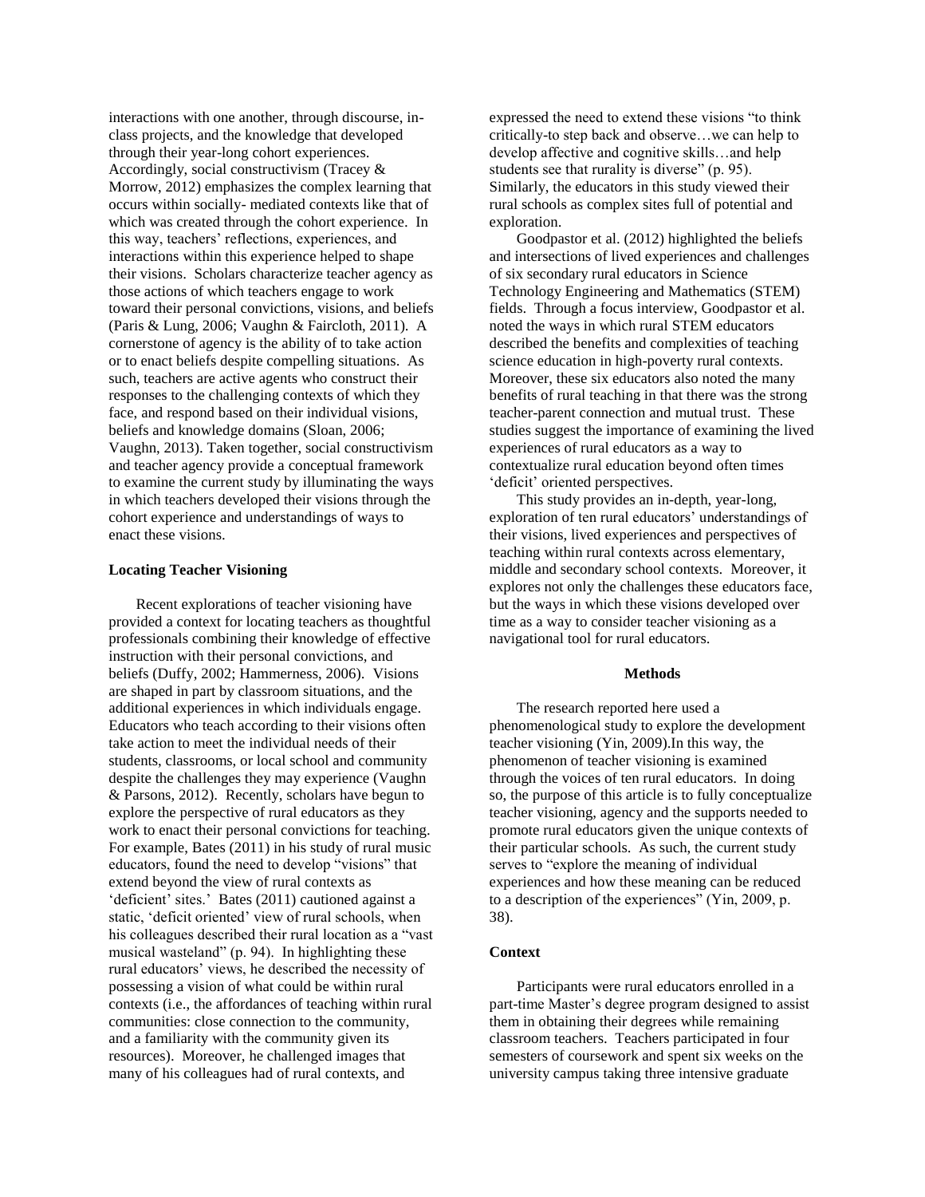interactions with one another, through discourse, in-class projects, and the knowledge that developed through their year-long cohort experiences. Accordingly, social constructivism (Tracey & Morrow, 2012) emphasizes the complex learning that occurs within socially- mediated contexts like that of which was created through the cohort experience. In this way, teachers' reflections, experiences, and interactions within this experience helped to shape their visions. Scholars characterize teacher agency as those actions of which teachers engage to work toward their personal convictions, visions, and beliefs (Paris & Lung, 2006; Vaughn & Faircloth, 2011). A cornerstone of agency is the ability of to take action or to enact beliefs despite compelling situations. As such, teachers are active agents who construct their responses to the challenging contexts of which they face, and respond based on their individual visions, beliefs and knowledge domains (Sloan, 2006; Vaughn, 2013). Taken together, social constructivism and teacher agency provide a conceptual framework to examine the current study by illuminating the ways in which teachers developed their visions through the cohort experience and understandings of ways to enact these visions.

### Locating Teacher Visioning

Recent explorations of teacher visioning have provided a context for locating teachers as thoughtful professionals combining their knowledge of effective instruction with their personal convictions, and beliefs (Duffy, 2002; Hammerness, 2006). Visions are shaped in part by classroom situations, and the additional experiences in which individuals engage. Educators who teach according to their visions often take action to meet the individual needs of their students, classrooms, or local school and community despite the challenges they may experience (Vaughn & Parsons, 2012). Recently, scholars have begun to explore the perspective of rural educators as they work to enact their personal convictions for teaching. For example, Bates (2011) in his study of rural music educators, found the need to develop "visions" that extend beyond the view of rural contexts as 'deficient' sites.' Bates (2011) cautioned against a static, 'deficit oriented' view of rural schools, when his colleagues described their rural location as a "vast musical wasteland" (p. 94). In highlighting these rural educators' views, he described the necessity of possessing a vision of what could be within rural contexts (i.e., the affordances of teaching within rural communities: close connection to the community, and a familiarity with the community given its resources). Moreover, he challenged images that many of his colleagues had of rural contexts, and expressed the need to extend these visions "to think critically-to step back and observe…we can help to develop affective and cognitive skills…and help students see that rurality is diverse" (p. 95). Similarly, the educators in this study viewed their rural schools as complex sites full of potential and exploration.

Goodpastor et al. (2012) highlighted the beliefs and intersections of lived experiences and challenges of six secondary rural educators in Science Technology Engineering and Mathematics (STEM) fields. Through a focus interview, Goodpastor et al. noted the ways in which rural STEM educators described the benefits and complexities of teaching science education in high-poverty rural contexts. Moreover, these six educators also noted the many benefits of rural teaching in that there was the strong teacher-parent connection and mutual trust. These studies suggest the importance of examining the lived experiences of rural educators as a way to contextualize rural education beyond often times 'deficit' oriented perspectives.

This study provides an in-depth, year-long, exploration of ten rural educators' understandings of their visions, lived experiences and perspectives of teaching within rural contexts across elementary, middle and secondary school contexts. Moreover, it explores not only the challenges these educators face, but the ways in which these visions developed over time as a way to consider teacher visioning as a navigational tool for rural educators.

## Methods

The research reported here used a phenomenological study to explore the development teacher visioning (Yin, 2009).In this way, the phenomenon of teacher visioning is examined through the voices of ten rural educators. In doing so, the purpose of this article is to fully conceptualize teacher visioning, agency and the supports needed to promote rural educators given the unique contexts of their particular schools. As such, the current study serves to "explore the meaning of individual experiences and how these meaning can be reduced to a description of the experiences" (Yin, 2009, p. 38).

### Context

Participants were rural educators enrolled in a part-time Master's degree program designed to assist them in obtaining their degrees while remaining classroom teachers. Teachers participated in four semesters of coursework and spent six weeks on the university campus taking three intensive graduate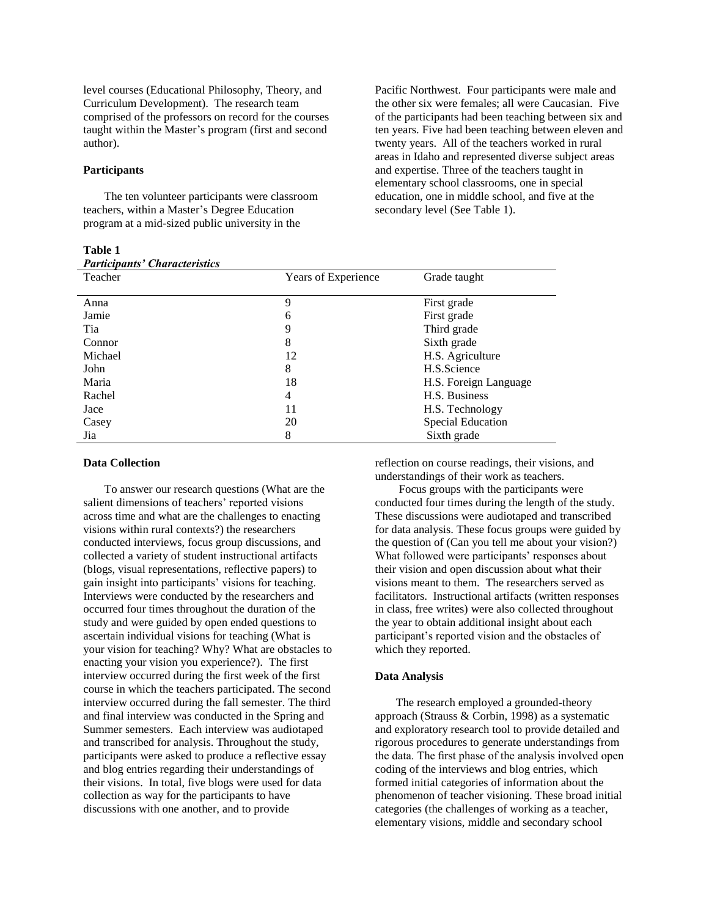level courses (Educational Philosophy, Theory, and Curriculum Development). The research team comprised of the professors on record for the courses taught within the Master's program (first and second author).

**Participants**

The ten volunteer participants were classroom teachers, within a Master's Degree Education program at a mid-sized public university in the Pacific Northwest. Four participants were male and the other six were females; all were Caucasian. Five of the participants had been teaching between six and ten years. Five had been teaching between eleven and twenty years. All of the teachers worked in rural areas in Idaho and represented diverse subject areas and expertise. Three of the teachers taught in elementary school classrooms, one in special education, one in middle school, and five at the secondary level (See Table 1).

**Table 1**
***Participants' Characteristics***

| Teacher | Years of Experience | Grade taught |
|---|---|---|
| Anna | 9 | First grade |
| Jamie | 6 | First grade |
| Tia | 9 | Third grade |
| Connor | 8 | Sixth grade |
| Michael | 12 | H.S. Agriculture |
| John | 8 | H.S.Science |
| Maria | 18 | H.S. Foreign Language |
| Rachel | 4 | H.S. Business |
| Jace | 11 | H.S. Technology |
| Casey | 20 | Special Education |
| Jia | 8 | Sixth grade |

**Data Collection**

To answer our research questions (What are the salient dimensions of teachers' reported visions across time and what are the challenges to enacting visions within rural contexts?) the researchers conducted interviews, focus group discussions, and collected a variety of student instructional artifacts (blogs, visual representations, reflective papers) to gain insight into participants' visions for teaching. Interviews were conducted by the researchers and occurred four times throughout the duration of the study and were guided by open ended questions to ascertain individual visions for teaching (What is your vision for teaching? Why? What are obstacles to enacting your vision you experience?). The first interview occurred during the first week of the first course in which the teachers participated. The second interview occurred during the fall semester. The third and final interview was conducted in the Spring and Summer semesters. Each interview was audiotaped and transcribed for analysis. Throughout the study, participants were asked to produce a reflective essay and blog entries regarding their understandings of their visions. In total, five blogs were used for data collection as way for the participants to have discussions with one another, and to provide reflection on course readings, their visions, and understandings of their work as teachers.

Focus groups with the participants were conducted four times during the length of the study. These discussions were audiotaped and transcribed for data analysis. These focus groups were guided by the question of (Can you tell me about your vision?) What followed were participants' responses about their vision and open discussion about what their visions meant to them. The researchers served as facilitators. Instructional artifacts (written responses in class, free writes) were also collected throughout the year to obtain additional insight about each participant's reported vision and the obstacles of which they reported.

**Data Analysis**

The research employed a grounded-theory approach (Strauss & Corbin, 1998) as a systematic and exploratory research tool to provide detailed and rigorous procedures to generate understandings from the data. The first phase of the analysis involved open coding of the interviews and blog entries, which formed initial categories of information about the phenomenon of teacher visioning. These broad initial categories (the challenges of working as a teacher, elementary visions, middle and secondary school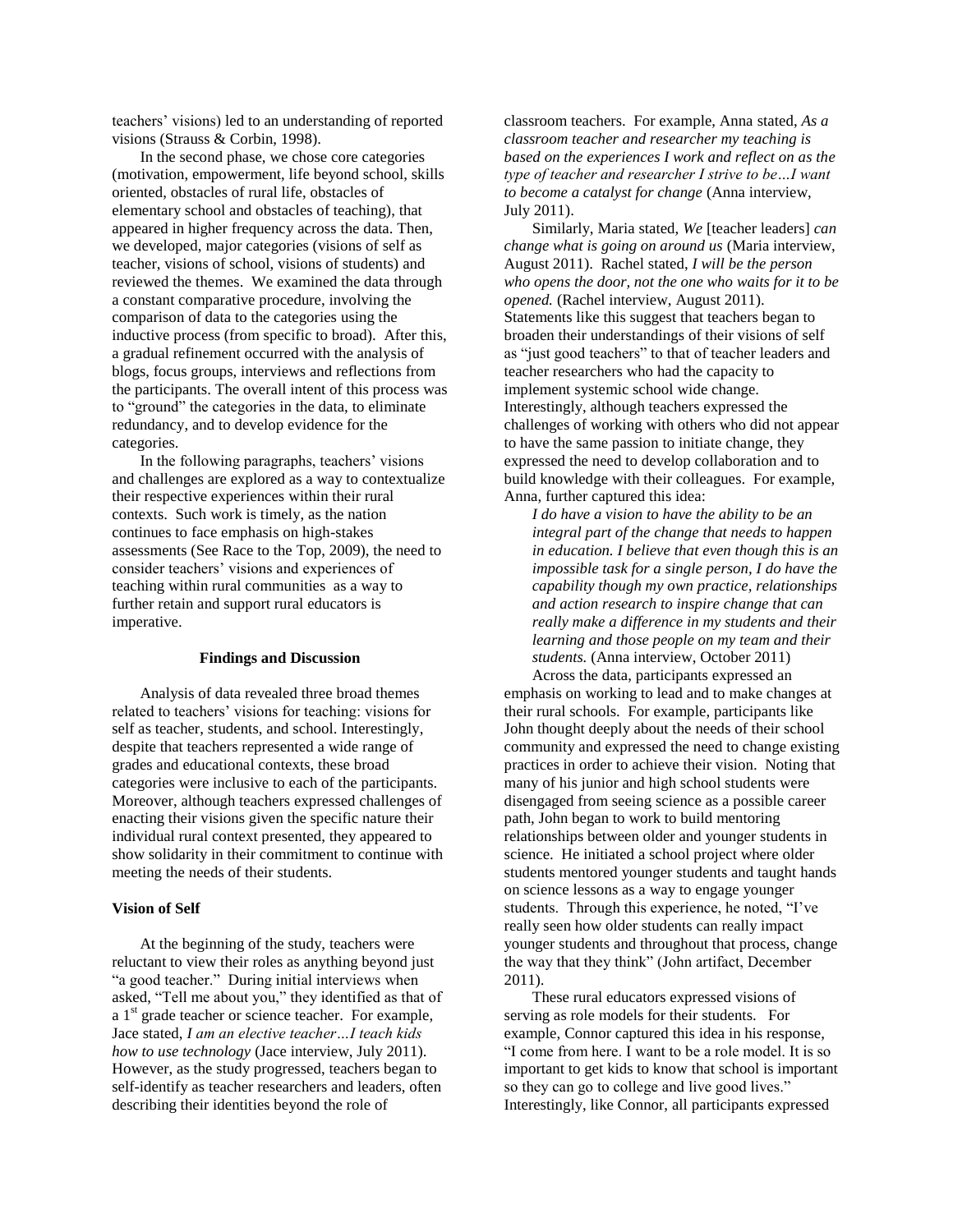teachers' visions) led to an understanding of reported visions (Strauss & Corbin, 1998).

In the second phase, we chose core categories (motivation, empowerment, life beyond school, skills oriented, obstacles of rural life, obstacles of elementary school and obstacles of teaching), that appeared in higher frequency across the data. Then, we developed, major categories (visions of self as teacher, visions of school, visions of students) and reviewed the themes. We examined the data through a constant comparative procedure, involving the comparison of data to the categories using the inductive process (from specific to broad). After this, a gradual refinement occurred with the analysis of blogs, focus groups, interviews and reflections from the participants. The overall intent of this process was to "ground" the categories in the data, to eliminate redundancy, and to develop evidence for the categories.

In the following paragraphs, teachers' visions and challenges are explored as a way to contextualize their respective experiences within their rural contexts. Such work is timely, as the nation continues to face emphasis on high-stakes assessments (See Race to the Top, 2009), the need to consider teachers' visions and experiences of teaching within rural communities as a way to further retain and support rural educators is imperative.

## Findings and Discussion

Analysis of data revealed three broad themes related to teachers' visions for teaching: visions for self as teacher, students, and school. Interestingly, despite that teachers represented a wide range of grades and educational contexts, these broad categories were inclusive to each of the participants. Moreover, although teachers expressed challenges of enacting their visions given the specific nature their individual rural context presented, they appeared to show solidarity in their commitment to continue with meeting the needs of their students.

### Vision of Self

At the beginning of the study, teachers were reluctant to view their roles as anything beyond just "a good teacher." During initial interviews when asked, "Tell me about you," they identified as that of a 1st grade teacher or science teacher. For example, Jace stated, *I am an elective teacher…I teach kids how to use technology* (Jace interview, July 2011). However, as the study progressed, teachers began to self-identify as teacher researchers and leaders, often describing their identities beyond the role of classroom teachers. For example, Anna stated, *As a classroom teacher and researcher my teaching is based on the experiences I work and reflect on as the type of teacher and researcher I strive to be…I want to become a catalyst for change* (Anna interview, July 2011).

Similarly, Maria stated, *We* [teacher leaders] *can change what is going on around us* (Maria interview, August 2011). Rachel stated, *I will be the person who opens the door, not the one who waits for it to be opened.* (Rachel interview, August 2011). Statements like this suggest that teachers began to broaden their understandings of their visions of self as "just good teachers" to that of teacher leaders and teacher researchers who had the capacity to implement systemic school wide change. Interestingly, although teachers expressed the challenges of working with others who did not appear to have the same passion to initiate change, they expressed the need to develop collaboration and to build knowledge with their colleagues. For example, Anna, further captured this idea:

> *I do have a vision to have the ability to be an integral part of the change that needs to happen in education. I believe that even though this is an impossible task for a single person, I do have the capability though my own practice, relationships and action research to inspire change that can really make a difference in my students and their learning and those people on my team and their students.* (Anna interview, October 2011)

Across the data, participants expressed an emphasis on working to lead and to make changes at their rural schools. For example, participants like John thought deeply about the needs of their school community and expressed the need to change existing practices in order to achieve their vision. Noting that many of his junior and high school students were disengaged from seeing science as a possible career path, John began to work to build mentoring relationships between older and younger students in science. He initiated a school project where older students mentored younger students and taught hands on science lessons as a way to engage younger students. Through this experience, he noted, "I've really seen how older students can really impact younger students and throughout that process, change the way that they think" (John artifact, December 2011).

These rural educators expressed visions of serving as role models for their students. For example, Connor captured this idea in his response, "I come from here. I want to be a role model. It is so important to get kids to know that school is important so they can go to college and live good lives." Interestingly, like Connor, all participants expressed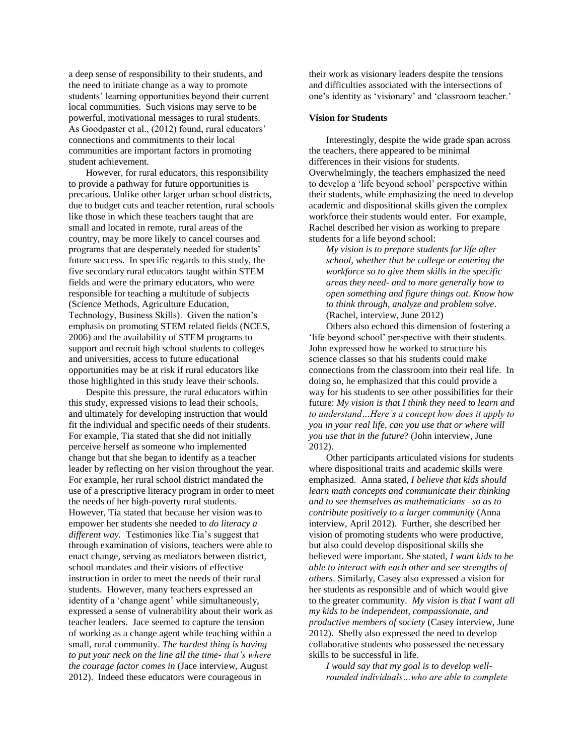a deep sense of responsibility to their students, and the need to initiate change as a way to promote students' learning opportunities beyond their current local communities. Such visions may serve to be powerful, motivational messages to rural students. As Goodpaster et al., (2012) found, rural educators' connections and commitments to their local communities are important factors in promoting student achievement.

However, for rural educators, this responsibility to provide a pathway for future opportunities is precarious. Unlike other larger urban school districts, due to budget cuts and teacher retention, rural schools like those in which these teachers taught that are small and located in remote, rural areas of the country, may be more likely to cancel courses and programs that are desperately needed for students' future success. In specific regards to this study, the five secondary rural educators taught within STEM fields and were the primary educators, who were responsible for teaching a multitude of subjects (Science Methods, Agriculture Education, Technology, Business Skills). Given the nation's emphasis on promoting STEM related fields (NCES, 2006) and the availability of STEM programs to support and recruit high school students to colleges and universities, access to future educational opportunities may be at risk if rural educators like those highlighted in this study leave their schools.

Despite this pressure, the rural educators within this study, expressed visions to lead their schools, and ultimately for developing instruction that would fit the individual and specific needs of their students. For example, Tia stated that she did not initially perceive herself as someone who implemented change but that she began to identify as a teacher leader by reflecting on her vision throughout the year. For example, her rural school district mandated the use of a prescriptive literacy program in order to meet the needs of her high-poverty rural students. However, Tia stated that because her vision was to empower her students she needed to *do literacy a different way.* Testimonies like Tia's suggest that through examination of visions, teachers were able to enact change, serving as mediators between district, school mandates and their visions of effective instruction in order to meet the needs of their rural students. However, many teachers expressed an identity of a 'change agent' while simultaneously, expressed a sense of vulnerability about their work as teacher leaders. Jace seemed to capture the tension of working as a change agent while teaching within a small, rural community. *The hardest thing is having to put your neck on the line all the time- that's where the courage factor comes in* (Jace interview, August 2012). Indeed these educators were courageous in their work as visionary leaders despite the tensions and difficulties associated with the intersections of one's identity as 'visionary' and 'classroom teacher.'

**Vision for Students**

Interestingly, despite the wide grade span across the teachers, there appeared to be minimal differences in their visions for students. Overwhelmingly, the teachers emphasized the need to develop a 'life beyond school' perspective within their students, while emphasizing the need to develop academic and dispositional skills given the complex workforce their students would enter. For example, Rachel described her vision as working to prepare students for a life beyond school:

> *My vision is to prepare students for life after school, whether that be college or entering the workforce so to give them skills in the specific areas they need- and to more generally how to open something and figure things out. Know how to think through, analyze and problem solve*. (Rachel, interview, June 2012)

Others also echoed this dimension of fostering a 'life beyond school' perspective with their students. John expressed how he worked to structure his science classes so that his students could make connections from the classroom into their real life. In doing so, he emphasized that this could provide a way for his students to see other possibilities for their future: *My vision is that I think they need to learn and to understand…Here's a concept how does it apply to you in your real life, can you use that or where will you use that in the future*? (John interview, June 2012).

Other participants articulated visions for students where dispositional traits and academic skills were emphasized. Anna stated, *I believe that kids should learn math concepts and communicate their thinking and to see themselves as mathematicians –so as to contribute positively to a larger community* (Anna interview, April 2012). Further, she described her vision of promoting students who were productive, but also could develop dispositional skills she believed were important. She stated, *I want kids to be able to interact with each other and see strengths of others*. Similarly, Casey also expressed a vision for her students as responsible and of which would give to the greater community. *My vision is that I want all my kids to be independent, compassionate, and productive members of society* (Casey interview, June 2012). Shelly also expressed the need to develop collaborative students who possessed the necessary skills to be successful in life.

> *I would say that my goal is to develop well-rounded individuals…who are able to complete*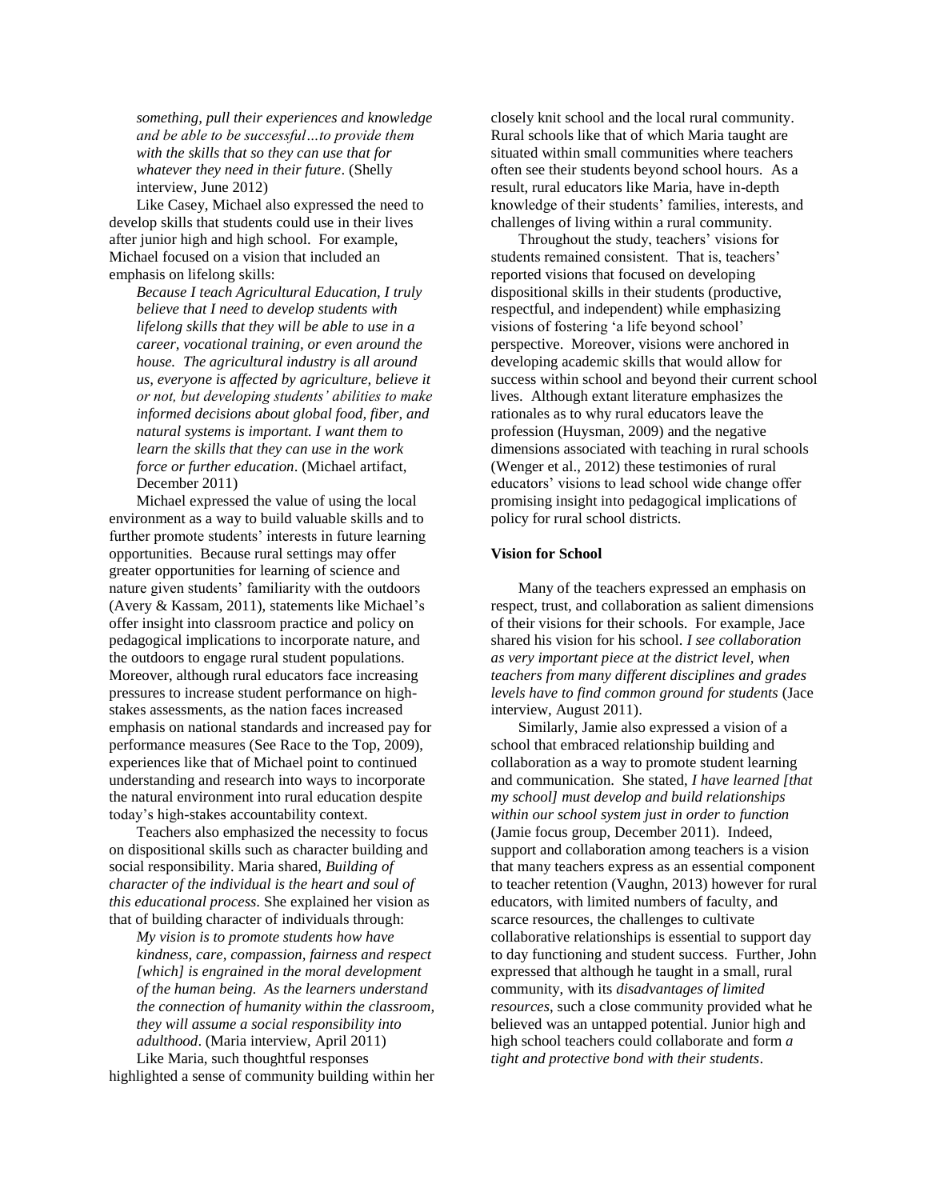*something, pull their experiences and knowledge and be able to be successful…to provide them with the skills that so they can use that for whatever they need in their future*. (Shelly interview, June 2012)

Like Casey, Michael also expressed the need to develop skills that students could use in their lives after junior high and high school. For example, Michael focused on a vision that included an emphasis on lifelong skills:

*Because I teach Agricultural Education, I truly believe that I need to develop students with lifelong skills that they will be able to use in a career, vocational training, or even around the house. The agricultural industry is all around us, everyone is affected by agriculture, believe it or not, but developing students' abilities to make informed decisions about global food, fiber, and natural systems is important. I want them to learn the skills that they can use in the work force or further education*. (Michael artifact, December 2011)

Michael expressed the value of using the local environment as a way to build valuable skills and to further promote students' interests in future learning opportunities. Because rural settings may offer greater opportunities for learning of science and nature given students' familiarity with the outdoors (Avery & Kassam, 2011), statements like Michael's offer insight into classroom practice and policy on pedagogical implications to incorporate nature, and the outdoors to engage rural student populations. Moreover, although rural educators face increasing pressures to increase student performance on high-stakes assessments, as the nation faces increased emphasis on national standards and increased pay for performance measures (See Race to the Top, 2009), experiences like that of Michael point to continued understanding and research into ways to incorporate the natural environment into rural education despite today's high-stakes accountability context.

Teachers also emphasized the necessity to focus on dispositional skills such as character building and social responsibility. Maria shared, *Building of character of the individual is the heart and soul of this educational process*. She explained her vision as that of building character of individuals through:

*My vision is to promote students how have kindness, care, compassion, fairness and respect [which] is engrained in the moral development of the human being. As the learners understand the connection of humanity within the classroom, they will assume a social responsibility into adulthood*. (Maria interview, April 2011)

Like Maria, such thoughtful responses highlighted a sense of community building within her closely knit school and the local rural community. Rural schools like that of which Maria taught are situated within small communities where teachers often see their students beyond school hours. As a result, rural educators like Maria, have in-depth knowledge of their students' families, interests, and challenges of living within a rural community.

Throughout the study, teachers' visions for students remained consistent. That is, teachers' reported visions that focused on developing dispositional skills in their students (productive, respectful, and independent) while emphasizing visions of fostering 'a life beyond school' perspective. Moreover, visions were anchored in developing academic skills that would allow for success within school and beyond their current school lives. Although extant literature emphasizes the rationales as to why rural educators leave the profession (Huysman, 2009) and the negative dimensions associated with teaching in rural schools (Wenger et al., 2012) these testimonies of rural educators' visions to lead school wide change offer promising insight into pedagogical implications of policy for rural school districts.

### Vision for School

Many of the teachers expressed an emphasis on respect, trust, and collaboration as salient dimensions of their visions for their schools. For example, Jace shared his vision for his school. *I see collaboration as very important piece at the district level, when teachers from many different disciplines and grades levels have to find common ground for students* (Jace interview, August 2011).

Similarly, Jamie also expressed a vision of a school that embraced relationship building and collaboration as a way to promote student learning and communication. She stated, *I have learned [that my school] must develop and build relationships within our school system just in order to function* (Jamie focus group, December 2011). Indeed, support and collaboration among teachers is a vision that many teachers express as an essential component to teacher retention (Vaughn, 2013) however for rural educators, with limited numbers of faculty, and scarce resources, the challenges to cultivate collaborative relationships is essential to support day to day functioning and student success. Further, John expressed that although he taught in a small, rural community, with its *disadvantages of limited resources*, such a close community provided what he believed was an untapped potential. Junior high and high school teachers could collaborate and form *a tight and protective bond with their students*.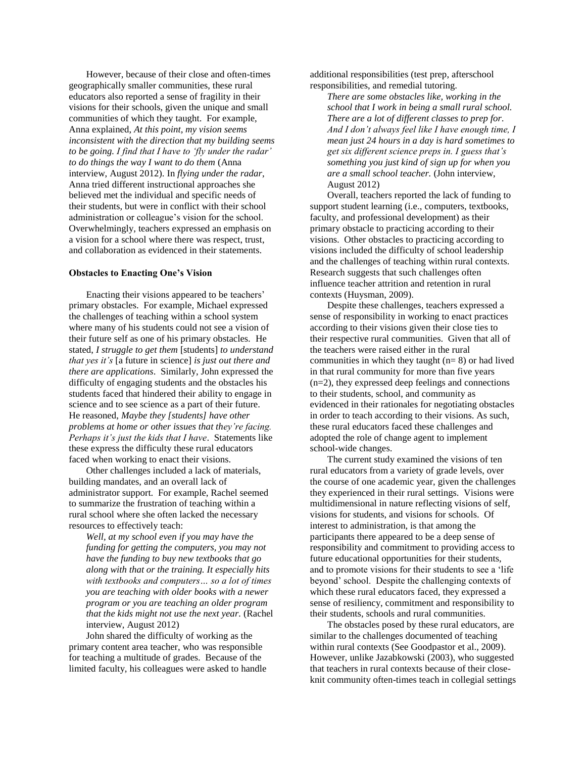However, because of their close and often-times geographically smaller communities, these rural educators also reported a sense of fragility in their visions for their schools, given the unique and small communities of which they taught. For example, Anna explained, *At this point, my vision seems inconsistent with the direction that my building seems to be going. I find that I have to 'fly under the radar' to do things the way I want to do them* (Anna interview, August 2012). In *flying under the radar*, Anna tried different instructional approaches she believed met the individual and specific needs of their students, but were in conflict with their school administration or colleague's vision for the school. Overwhelmingly, teachers expressed an emphasis on a vision for a school where there was respect, trust, and collaboration as evidenced in their statements.

**Obstacles to Enacting One's Vision**

Enacting their visions appeared to be teachers' primary obstacles. For example, Michael expressed the challenges of teaching within a school system where many of his students could not see a vision of their future self as one of his primary obstacles. He stated, *I struggle to get them* [students] *to understand that yes it's* [a future in science] *is just out there and there are applications*. Similarly, John expressed the difficulty of engaging students and the obstacles his students faced that hindered their ability to engage in science and to see science as a part of their future. He reasoned, *Maybe they [students] have other problems at home or other issues that they're facing. Perhaps it's just the kids that I have*. Statements like these express the difficulty these rural educators faced when working to enact their visions.

Other challenges included a lack of materials, building mandates, and an overall lack of administrator support. For example, Rachel seemed to summarize the frustration of teaching within a rural school where she often lacked the necessary resources to effectively teach:

> *Well, at my school even if you may have the funding for getting the computers, you may not have the funding to buy new textbooks that go along with that or the training. It especially hits with textbooks and computers… so a lot of times you are teaching with older books with a newer program or you are teaching an older program that the kids might not use the next year.* (Rachel interview, August 2012)

John shared the difficulty of working as the primary content area teacher, who was responsible for teaching a multitude of grades. Because of the limited faculty, his colleagues were asked to handle additional responsibilities (test prep, afterschool responsibilities, and remedial tutoring.

> *There are some obstacles like, working in the school that I work in being a small rural school. There are a lot of different classes to prep for. And I don't always feel like I have enough time, I mean just 24 hours in a day is hard sometimes to get six different science preps in. I guess that's something you just kind of sign up for when you are a small school teacher.* (John interview, August 2012)

Overall, teachers reported the lack of funding to support student learning (i.e., computers, textbooks, faculty, and professional development) as their primary obstacle to practicing according to their visions. Other obstacles to practicing according to visions included the difficulty of school leadership and the challenges of teaching within rural contexts. Research suggests that such challenges often influence teacher attrition and retention in rural contexts (Huysman, 2009).

Despite these challenges, teachers expressed a sense of responsibility in working to enact practices according to their visions given their close ties to their respective rural communities. Given that all of the teachers were raised either in the rural communities in which they taught (n= 8) or had lived in that rural community for more than five years (n=2), they expressed deep feelings and connections to their students, school, and community as evidenced in their rationales for negotiating obstacles in order to teach according to their visions. As such, these rural educators faced these challenges and adopted the role of change agent to implement school-wide changes.

The current study examined the visions of ten rural educators from a variety of grade levels, over the course of one academic year, given the challenges they experienced in their rural settings. Visions were multidimensional in nature reflecting visions of self, visions for students, and visions for schools. Of interest to administration, is that among the participants there appeared to be a deep sense of responsibility and commitment to providing access to future educational opportunities for their students, and to promote visions for their students to see a 'life beyond' school. Despite the challenging contexts of which these rural educators faced, they expressed a sense of resiliency, commitment and responsibility to their students, schools and rural communities.

The obstacles posed by these rural educators, are similar to the challenges documented of teaching within rural contexts (See Goodpastor et al., 2009). However, unlike Jazabkowski (2003), who suggested that teachers in rural contexts because of their close-knit community often-times teach in collegial settings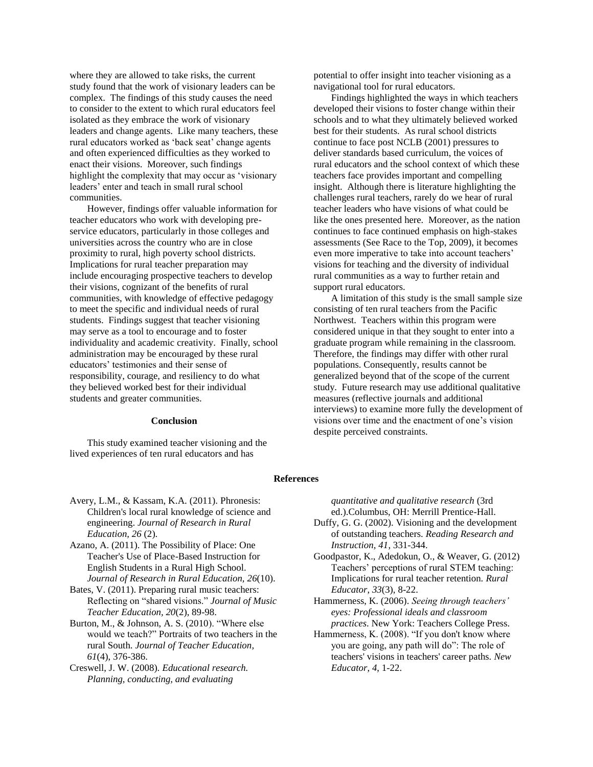where they are allowed to take risks, the current study found that the work of visionary leaders can be complex. The findings of this study causes the need to consider to the extent to which rural educators feel isolated as they embrace the work of visionary leaders and change agents. Like many teachers, these rural educators worked as 'back seat' change agents and often experienced difficulties as they worked to enact their visions. Moreover, such findings highlight the complexity that may occur as 'visionary leaders' enter and teach in small rural school communities.

However, findings offer valuable information for teacher educators who work with developing pre-service educators, particularly in those colleges and universities across the country who are in close proximity to rural, high poverty school districts. Implications for rural teacher preparation may include encouraging prospective teachers to develop their visions, cognizant of the benefits of rural communities, with knowledge of effective pedagogy to meet the specific and individual needs of rural students. Findings suggest that teacher visioning may serve as a tool to encourage and to foster individuality and academic creativity. Finally, school administration may be encouraged by these rural educators' testimonies and their sense of responsibility, courage, and resiliency to do what they believed worked best for their individual students and greater communities.

## Conclusion

This study examined teacher visioning and the lived experiences of ten rural educators and has potential to offer insight into teacher visioning as a navigational tool for rural educators.

Findings highlighted the ways in which teachers developed their visions to foster change within their schools and to what they ultimately believed worked best for their students. As rural school districts continue to face post NCLB (2001) pressures to deliver standards based curriculum, the voices of rural educators and the school context of which these teachers face provides important and compelling insight. Although there is literature highlighting the challenges rural teachers, rarely do we hear of rural teacher leaders who have visions of what could be like the ones presented here. Moreover, as the nation continues to face continued emphasis on high-stakes assessments (See Race to the Top, 2009), it becomes even more imperative to take into account teachers' visions for teaching and the diversity of individual rural communities as a way to further retain and support rural educators.

A limitation of this study is the small sample size consisting of ten rural teachers from the Pacific Northwest. Teachers within this program were considered unique in that they sought to enter into a graduate program while remaining in the classroom. Therefore, the findings may differ with other rural populations. Consequently, results cannot be generalized beyond that of the scope of the current study. Future research may use additional qualitative measures (reflective journals and additional interviews) to examine more fully the development of visions over time and the enactment of one's vision despite perceived constraints.

## References

Avery, L.M., & Kassam, K.A. (2011). Phronesis: Children's local rural knowledge of science and engineering. *Journal of Research in Rural Education, 26* (2).

Azano, A. (2011). The Possibility of Place: One Teacher's Use of Place-Based Instruction for English Students in a Rural High School. *Journal of Research in Rural Education, 26*(10).

Bates, V. (2011). Preparing rural music teachers: Reflecting on "shared visions." *Journal of Music Teacher Education, 20*(2), 89-98.

Burton, M., & Johnson, A. S. (2010). "Where else would we teach?" Portraits of two teachers in the rural South. *Journal of Teacher Education, 61*(4), 376-386.

Creswell, J. W. (2008). *Educational research. Planning, conducting, and evaluating quantitative and qualitative research* (3rd ed.).Columbus, OH: Merrill Prentice-Hall.

Duffy, G. G. (2002). Visioning and the development of outstanding teachers. *Reading Research and Instruction, 41,* 331-344.

Goodpastor, K., Adedokun, O., & Weaver, G. (2012) Teachers' perceptions of rural STEM teaching: Implications for rural teacher retention. *Rural Educator, 33*(3), 8-22.

Hammerness, K. (2006). *Seeing through teachers' eyes: Professional ideals and classroom practices*. New York: Teachers College Press.

Hammerness, K. (2008). "If you don't know where you are going, any path will do": The role of teachers' visions in teachers' career paths. *New Educator, 4*, 1-22.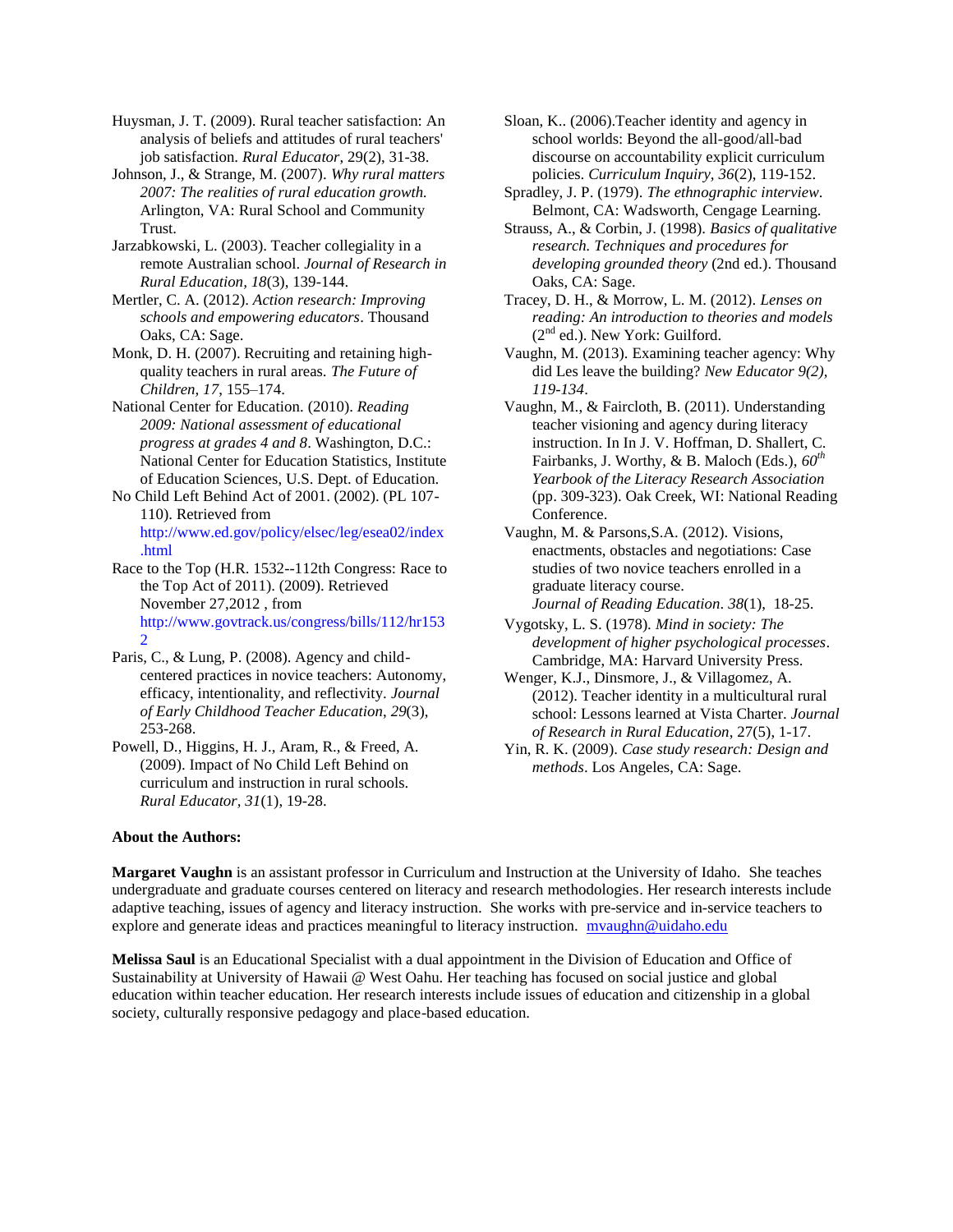Huysman, J. T. (2009). Rural teacher satisfaction: An analysis of beliefs and attitudes of rural teachers' job satisfaction. *Rural Educator*, 29(2), 31-38.

Johnson, J., & Strange, M. (2007). *Why rural matters 2007: The realities of rural education growth.* Arlington, VA: Rural School and Community Trust.

Jarzabkowski, L. (2003). Teacher collegiality in a remote Australian school. *Journal of Research in Rural Education, 18*(3), 139-144.

Mertler, C. A. (2012). *Action research: Improving schools and empowering educators*. Thousand Oaks, CA: Sage.

Monk, D. H. (2007). Recruiting and retaining high-quality teachers in rural areas. *The Future of Children, 17*, 155–174.

National Center for Education. (2010). *Reading 2009: National assessment of educational progress at grades 4 and 8*. Washington, D.C.: National Center for Education Statistics, Institute of Education Sciences, U.S. Dept. of Education.

No Child Left Behind Act of 2001. (2002). (PL 107-110). Retrieved from http://www.ed.gov/policy/elsec/leg/esea02/index.html

Race to the Top (H.R. 1532--112th Congress: Race to the Top Act of 2011). (2009). Retrieved November 27,2012 , from http://www.govtrack.us/congress/bills/112/hr1532

Paris, C., & Lung, P. (2008). Agency and child-centered practices in novice teachers: Autonomy, efficacy, intentionality, and reflectivity. *Journal of Early Childhood Teacher Education*, *29*(3), 253-268.

Powell, D., Higgins, H. J., Aram, R., & Freed, A. (2009). Impact of No Child Left Behind on curriculum and instruction in rural schools. *Rural Educator, 31*(1), 19-28.

Sloan, K.. (2006).Teacher identity and agency in school worlds: Beyond the all-good/all-bad discourse on accountability explicit curriculum policies. *Curriculum Inquiry*, *36*(2), 119-152.

Spradley, J. P. (1979). *The ethnographic interview*. Belmont, CA: Wadsworth, Cengage Learning.

Strauss, A., & Corbin, J. (1998). *Basics of qualitative research. Techniques and procedures for developing grounded theory* (2nd ed.). Thousand Oaks, CA: Sage.

Tracey, D. H., & Morrow, L. M. (2012). *Lenses on reading: An introduction to theories and models* (2nd ed.). New York: Guilford.

Vaughn, M. (2013). Examining teacher agency: Why did Les leave the building? *New Educator 9(2), 119-134*.

Vaughn, M., & Faircloth, B. (2011). Understanding teacher visioning and agency during literacy instruction. In In J. V. Hoffman, D. Shallert, C. Fairbanks, J. Worthy, & B. Maloch (Eds.), *60th Yearbook of the Literacy Research Association* (pp. 309-323). Oak Creek, WI: National Reading Conference.

Vaughn, M. & Parsons,S.A. (2012). Visions, enactments, obstacles and negotiations: Case studies of two novice teachers enrolled in a graduate literacy course. *Journal of Reading Education*. *38*(1), 18-25.

Vygotsky, L. S. (1978). *Mind in society: The development of higher psychological processes*. Cambridge, MA: Harvard University Press.

Wenger, K.J., Dinsmore, J., & Villagomez, A. (2012). Teacher identity in a multicultural rural school: Lessons learned at Vista Charter. *Journal of Research in Rural Education*, 27(5), 1-17.

Yin, R. K. (2009). *Case study research: Design and methods*. Los Angeles, CA: Sage.

**About the Authors:**

**Margaret Vaughn** is an assistant professor in Curriculum and Instruction at the University of Idaho. She teaches undergraduate and graduate courses centered on literacy and research methodologies. Her research interests include adaptive teaching, issues of agency and literacy instruction. She works with pre-service and in-service teachers to explore and generate ideas and practices meaningful to literacy instruction. mvaughn@uidaho.edu

**Melissa Saul** is an Educational Specialist with a dual appointment in the Division of Education and Office of Sustainability at University of Hawaii @ West Oahu. Her teaching has focused on social justice and global education within teacher education. Her research interests include issues of education and citizenship in a global society, culturally responsive pedagogy and place-based education.